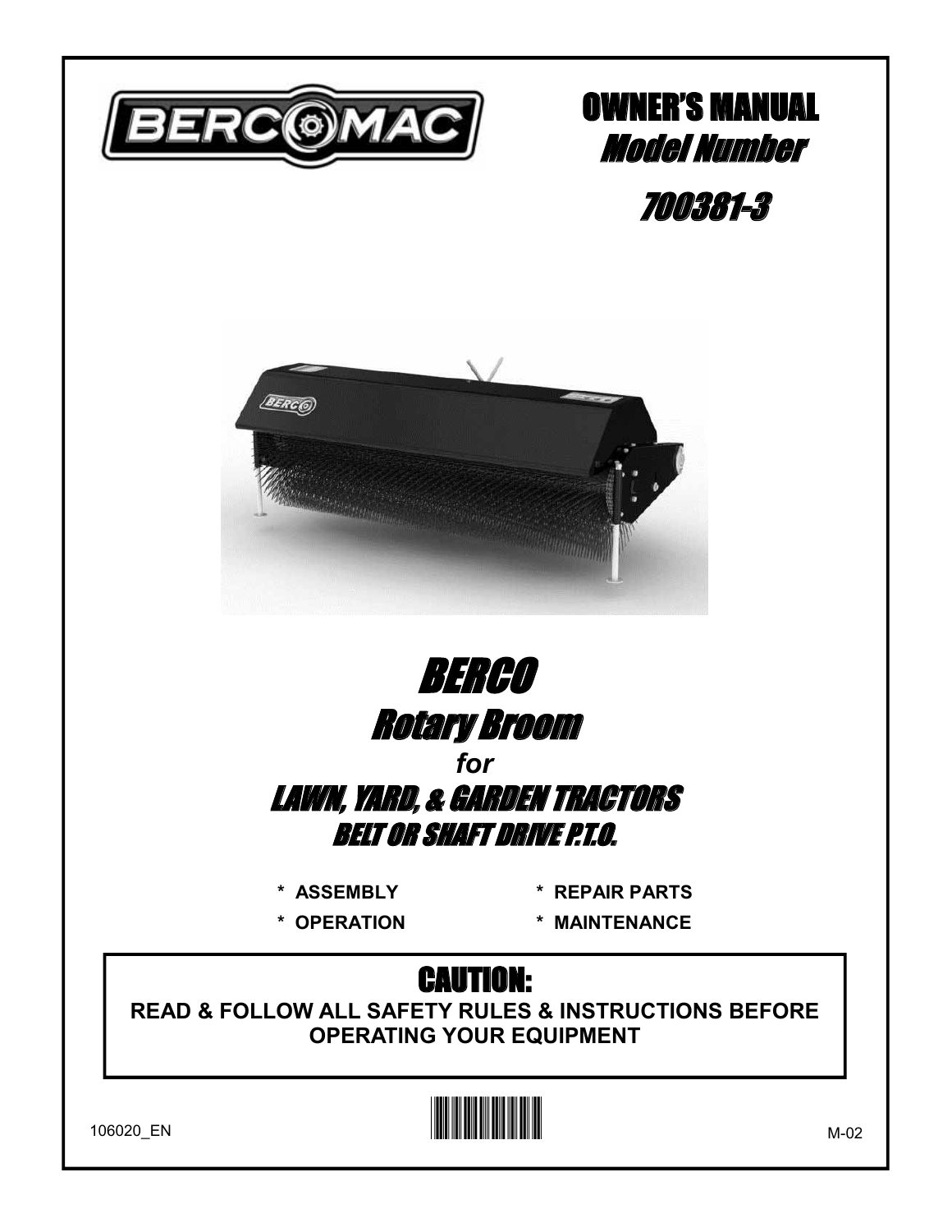BERCOMAC

# OWNER'S MANUAL
## *Model Number*
## *700381-3*

# *BERCO*
## *Rotary Broom*
*for*
## *LAWN, YARD, & GARDEN TRACTORS*
### *BELT OR SHAFT DRIVE P.T.O.*

- **ASSEMBLY**
- **OPERATION**
- **REPAIR PARTS**
- **MAINTENANCE**

## CAUTION:
**READ & FOLLOW ALL SAFETY RULES & INSTRUCTIONS BEFORE OPERATING YOUR EQUIPMENT**

106020_EN

M-02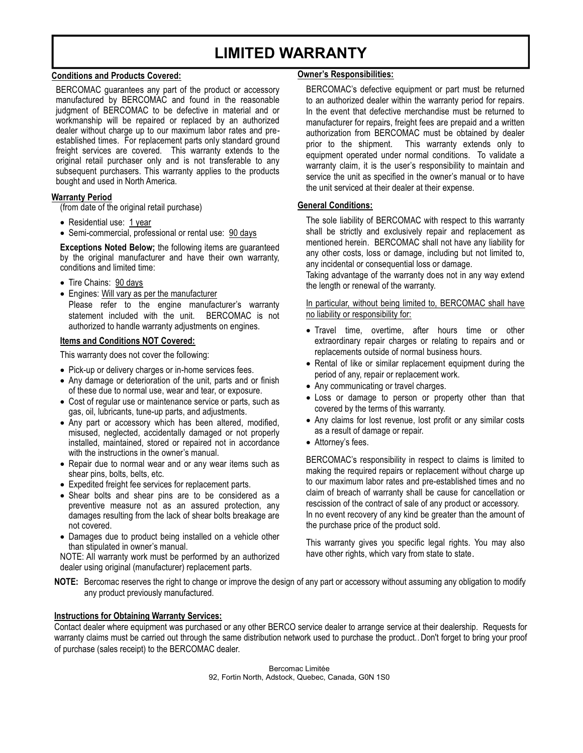# LIMITED WARRANTY

**Conditions and Products Covered:**

BERCOMAC guarantees any part of the product or accessory manufactured by BERCOMAC and found in the reasonable judgment of BERCOMAC to be defective in material and or workmanship will be repaired or replaced by an authorized dealer without charge up to our maximum labor rates and pre-established times. For replacement parts only standard ground freight services are covered. This warranty extends to the original retail purchaser only and is not transferable to any subsequent purchasers. This warranty applies to the products bought and used in North America.

**Warranty Period**

(from date of the original retail purchase)

- Residential use: 1 year
- Semi-commercial, professional or rental use: 90 days

**Exceptions Noted Below;** the following items are guaranteed by the original manufacturer and have their own warranty, conditions and limited time:

- Tire Chains: 90 days
- Engines: Will vary as per the manufacturer
  Please refer to the engine manufacturer's warranty statement included with the unit. BERCOMAC is not authorized to handle warranty adjustments on engines.

**Items and Conditions NOT Covered:**

This warranty does not cover the following:

- Pick-up or delivery charges or in-home services fees.
- Any damage or deterioration of the unit, parts and or finish of these due to normal use, wear and tear, or exposure.
- Cost of regular use or maintenance service or parts, such as gas, oil, lubricants, tune-up parts, and adjustments.
- Any part or accessory which has been altered, modified, misused, neglected, accidentally damaged or not properly installed, maintained, stored or repaired not in accordance with the instructions in the owner's manual.
- Repair due to normal wear and or any wear items such as shear pins, bolts, belts, etc.
- Expedited freight fee services for replacement parts.
- Shear bolts and shear pins are to be considered as a preventive measure not as an assured protection, any damages resulting from the lack of shear bolts breakage are not covered.
- Damages due to product being installed on a vehicle other than stipulated in owner's manual.

NOTE: All warranty work must be performed by an authorized dealer using original (manufacturer) replacement parts.

**Owner's Responsibilities:**

BERCOMAC's defective equipment or part must be returned to an authorized dealer within the warranty period for repairs. In the event that defective merchandise must be returned to manufacturer for repairs, freight fees are prepaid and a written authorization from BERCOMAC must be obtained by dealer prior to the shipment. This warranty extends only to equipment operated under normal conditions. To validate a warranty claim, it is the user's responsibility to maintain and service the unit as specified in the owner's manual or to have the unit serviced at their dealer at their expense.

**General Conditions:**

The sole liability of BERCOMAC with respect to this warranty shall be strictly and exclusively repair and replacement as mentioned herein. BERCOMAC shall not have any liability for any other costs, loss or damage, including but not limited to, any incidental or consequential loss or damage.

Taking advantage of the warranty does not in any way extend the length or renewal of the warranty.

In particular, without being limited to, BERCOMAC shall have no liability or responsibility for:

- Travel time, overtime, after hours time or other extraordinary repair charges or relating to repairs and or replacements outside of normal business hours.
- Rental of like or similar replacement equipment during the period of any, repair or replacement work.
- Any communicating or travel charges.
- Loss or damage to person or property other than that covered by the terms of this warranty.
- Any claims for lost revenue, lost profit or any similar costs as a result of damage or repair.
- Attorney's fees.

BERCOMAC's responsibility in respect to claims is limited to making the required repairs or replacement without charge up to our maximum labor rates and pre-established times and no claim of breach of warranty shall be cause for cancellation or rescission of the contract of sale of any product or accessory.

In no event recovery of any kind be greater than the amount of the purchase price of the product sold.

This warranty gives you specific legal rights. You may also have other rights, which vary from state to state.

**NOTE:** Bercomac reserves the right to change or improve the design of any part or accessory without assuming any obligation to modify any product previously manufactured.

**Instructions for Obtaining Warranty Services:**

Contact dealer where equipment was purchased or any other BERCO service dealer to arrange service at their dealership. Requests for warranty claims must be carried out through the same distribution network used to purchase the product.. Don't forget to bring your proof of purchase (sales receipt) to the BERCOMAC dealer.

Bercomac Limitée
92, Fortin North, Adstock, Quebec, Canada, G0N 1S0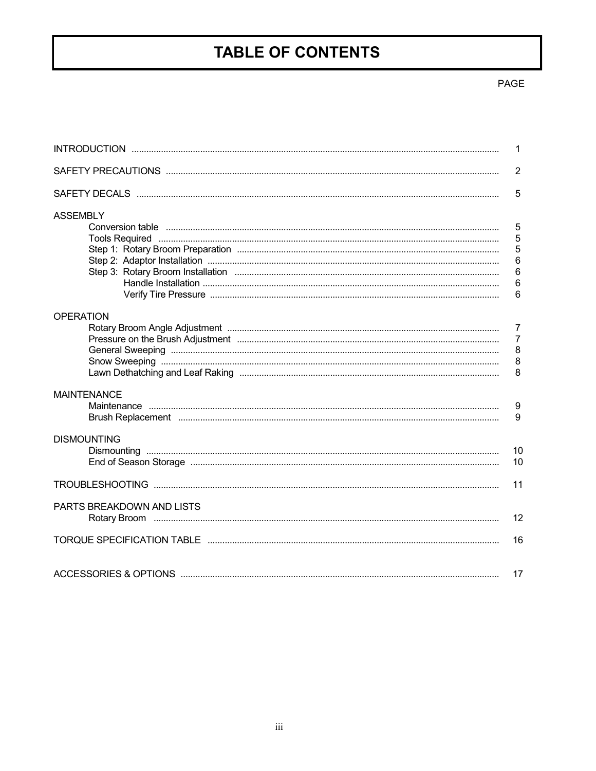# TABLE OF CONTENTS

| | PAGE |
|---|---|
| INTRODUCTION | 1 |
| SAFETY PRECAUTIONS | 2 |
| SAFETY DECALS | 5 |
| ASSEMBLY | |
| Conversion table | 5 |
| Tools Required | 5 |
| Step 1: Rotary Broom Preparation | 5 |
| Step 2: Adaptor Installation | 6 |
| Step 3: Rotary Broom Installation | 6 |
| Handle Installation | 6 |
| Verify Tire Pressure | 6 |
| OPERATION | |
| Rotary Broom Angle Adjustment | 7 |
| Pressure on the Brush Adjustment | 7 |
| General Sweeping | 8 |
| Snow Sweeping | 8 |
| Lawn Dethatching and Leaf Raking | 8 |
| MAINTENANCE | |
| Maintenance | 9 |
| Brush Replacement | 9 |
| DISMOUNTING | |
| Dismounting | 10 |
| End of Season Storage | 10 |
| TROUBLESHOOTING | 11 |
| PARTS BREAKDOWN AND LISTS | |
| Rotary Broom | 12 |
| TORQUE SPECIFICATION TABLE | 16 |
| ACCESSORIES & OPTIONS | 17 |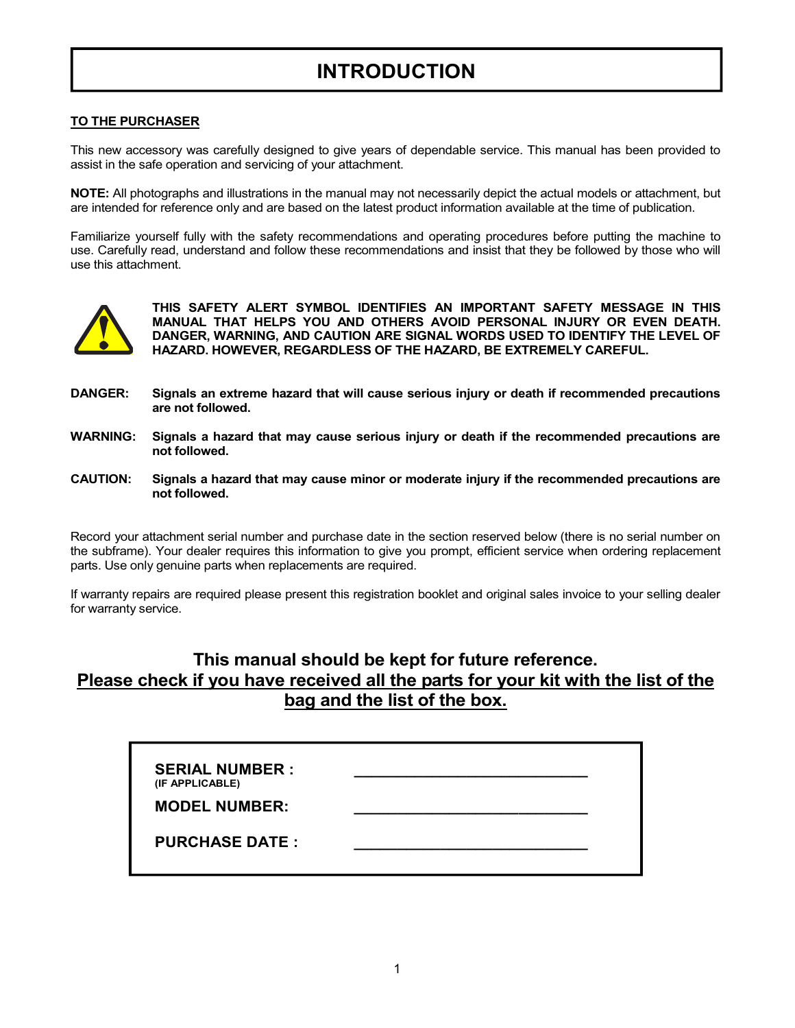# INTRODUCTION

**TO THE PURCHASER**

This new accessory was carefully designed to give years of dependable service. This manual has been provided to assist in the safe operation and servicing of your attachment.

**NOTE:** All photographs and illustrations in the manual may not necessarily depict the actual models or attachment, but are intended for reference only and are based on the latest product information available at the time of publication.

Familiarize yourself fully with the safety recommendations and operating procedures before putting the machine to use. Carefully read, understand and follow these recommendations and insist that they be followed by those who will use this attachment.

**THIS SAFETY ALERT SYMBOL IDENTIFIES AN IMPORTANT SAFETY MESSAGE IN THIS MANUAL THAT HELPS YOU AND OTHERS AVOID PERSONAL INJURY OR EVEN DEATH. DANGER, WARNING, AND CAUTION ARE SIGNAL WORDS USED TO IDENTIFY THE LEVEL OF HAZARD. HOWEVER, REGARDLESS OF THE HAZARD, BE EXTREMELY CAREFUL.**

**DANGER:** **Signals an extreme hazard that will cause serious injury or death if recommended precautions are not followed.**

**WARNING:** **Signals a hazard that may cause serious injury or death if the recommended precautions are not followed.**

**CAUTION:** **Signals a hazard that may cause minor or moderate injury if the recommended precautions are not followed.**

Record your attachment serial number and purchase date in the section reserved below (there is no serial number on the subframe). Your dealer requires this information to give you prompt, efficient service when ordering replacement parts. Use only genuine parts when replacements are required.

If warranty repairs are required please present this registration booklet and original sales invoice to your selling dealer for warranty service.

**This manual should be kept for future reference.**
**Please check if you have received all the parts for your kit with the list of the bag and the list of the box.**

**SERIAL NUMBER :** ___________________________
**(IF APPLICABLE)**

**MODEL NUMBER:** ___________________________

**PURCHASE DATE :** ___________________________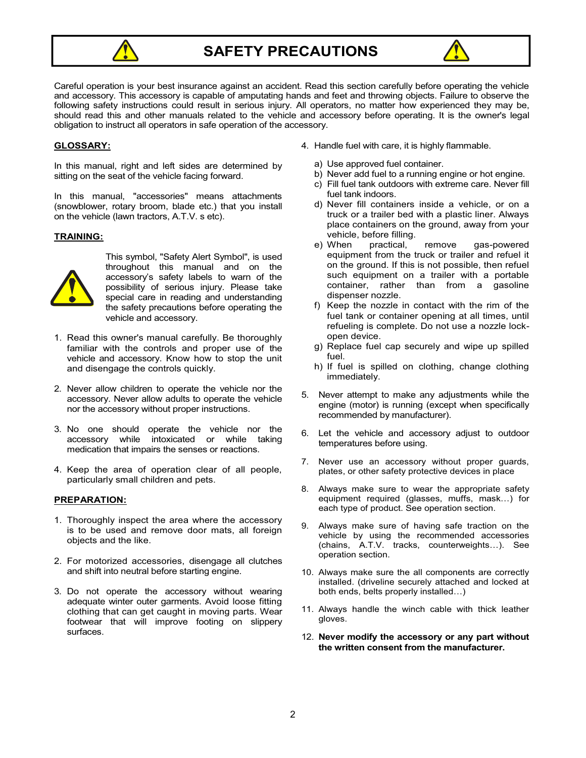# SAFETY PRECAUTIONS

Careful operation is your best insurance against an accident. Read this section carefully before operating the vehicle and accessory. This accessory is capable of amputating hands and feet and throwing objects. Failure to observe the following safety instructions could result in serious injury. All operators, no matter how experienced they may be, should read this and other manuals related to the vehicle and accessory before operating. It is the owner's legal obligation to instruct all operators in safe operation of the accessory.

**GLOSSARY:**

In this manual, right and left sides are determined by sitting on the seat of the vehicle facing forward.

In this manual, "accessories" means attachments (snowblower, rotary broom, blade etc.) that you install on the vehicle (lawn tractors, A.T.V. s etc).

**TRAINING:**

This symbol, "Safety Alert Symbol", is used throughout this manual and on the accessory's safety labels to warn of the possibility of serious injury. Please take special care in reading and understanding the safety precautions before operating the vehicle and accessory.

1. Read this owner's manual carefully. Be thoroughly familiar with the controls and proper use of the vehicle and accessory. Know how to stop the unit and disengage the controls quickly.

2. Never allow children to operate the vehicle nor the accessory. Never allow adults to operate the vehicle nor the accessory without proper instructions.

3. No one should operate the vehicle nor the accessory while intoxicated or while taking medication that impairs the senses or reactions.

4. Keep the area of operation clear of all people, particularly small children and pets.

**PREPARATION:**

1. Thoroughly inspect the area where the accessory is to be used and remove door mats, all foreign objects and the like.

2. For motorized accessories, disengage all clutches and shift into neutral before starting engine.

3. Do not operate the accessory without wearing adequate winter outer garments. Avoid loose fitting clothing that can get caught in moving parts. Wear footwear that will improve footing on slippery surfaces.

4. Handle fuel with care, it is highly flammable.

   a) Use approved fuel container.
   b) Never add fuel to a running engine or hot engine.
   c) Fill fuel tank outdoors with extreme care. Never fill fuel tank indoors.
   d) Never fill containers inside a vehicle, or on a truck or a trailer bed with a plastic liner. Always place containers on the ground, away from your vehicle, before filling.
   e) When practical, remove gas-powered equipment from the truck or trailer and refuel it on the ground. If this is not possible, then refuel such equipment on a trailer with a portable container, rather than from a gasoline dispenser nozzle.
   f) Keep the nozzle in contact with the rim of the fuel tank or container opening at all times, until refueling is complete. Do not use a nozzle lock-open device.
   g) Replace fuel cap securely and wipe up spilled fuel.
   h) If fuel is spilled on clothing, change clothing immediately.

5. Never attempt to make any adjustments while the engine (motor) is running (except when specifically recommended by manufacturer).

6. Let the vehicle and accessory adjust to outdoor temperatures before using.

7. Never use an accessory without proper guards, plates, or other safety protective devices in place

8. Always make sure to wear the appropriate safety equipment required (glasses, muffs, mask…) for each type of product. See operation section.

9. Always make sure of having safe traction on the vehicle by using the recommended accessories (chains, A.T.V. tracks, counterweights…). See operation section.

10. Always make sure the all components are correctly installed. (driveline securely attached and locked at both ends, belts properly installed…)

11. Always handle the winch cable with thick leather gloves.

12. **Never modify the accessory or any part without the written consent from the manufacturer.**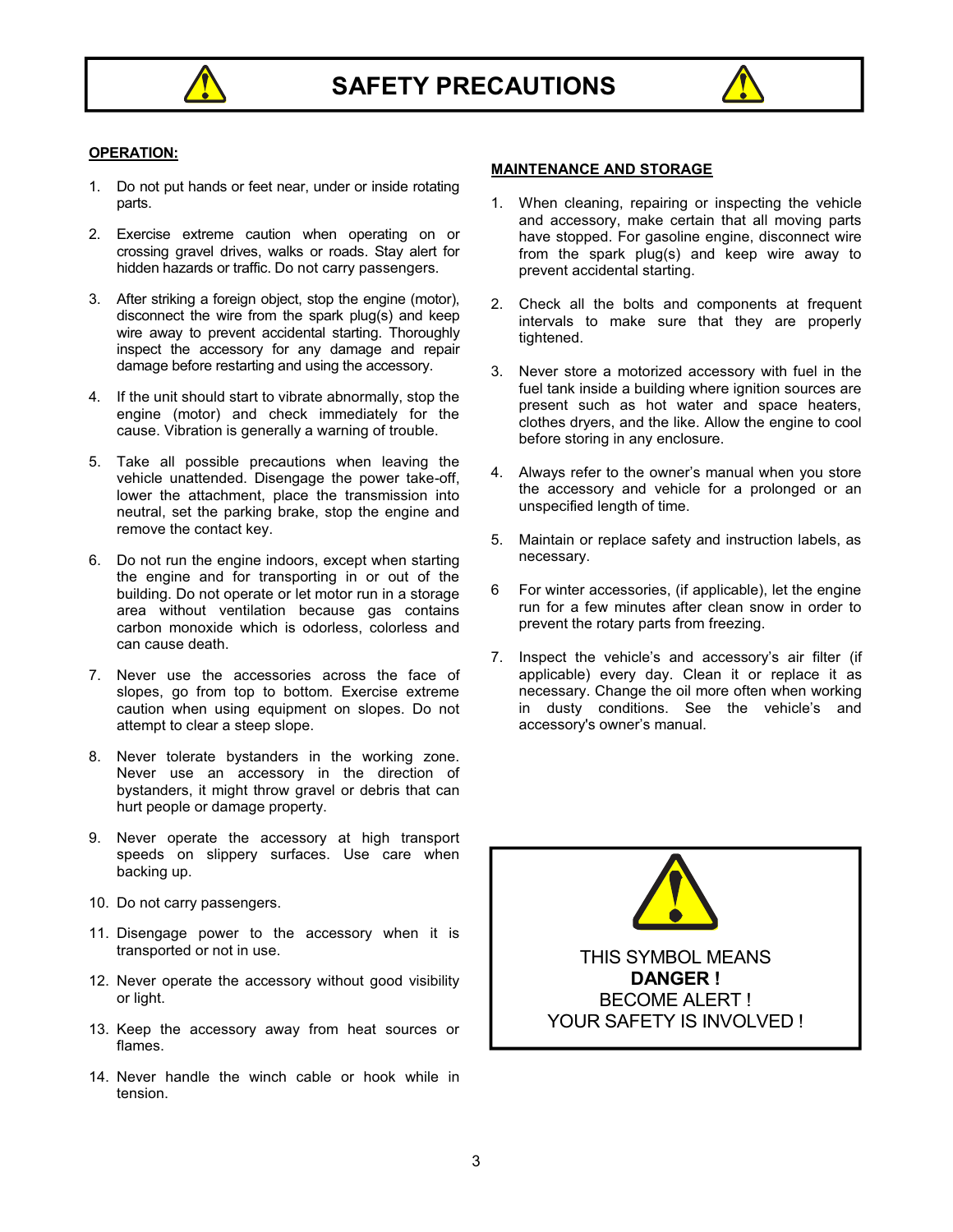# SAFETY PRECAUTIONS

## OPERATION:

1. Do not put hands or feet near, under or inside rotating parts.

2. Exercise extreme caution when operating on or crossing gravel drives, walks or roads. Stay alert for hidden hazards or traffic. Do not carry passengers.

3. After striking a foreign object, stop the engine (motor), disconnect the wire from the spark plug(s) and keep wire away to prevent accidental starting. Thoroughly inspect the accessory for any damage and repair damage before restarting and using the accessory.

4. If the unit should start to vibrate abnormally, stop the engine (motor) and check immediately for the cause. Vibration is generally a warning of trouble.

5. Take all possible precautions when leaving the vehicle unattended. Disengage the power take-off, lower the attachment, place the transmission into neutral, set the parking brake, stop the engine and remove the contact key.

6. Do not run the engine indoors, except when starting the engine and for transporting in or out of the building. Do not operate or let motor run in a storage area without ventilation because gas contains carbon monoxide which is odorless, colorless and can cause death.

7. Never use the accessories across the face of slopes, go from top to bottom. Exercise extreme caution when using equipment on slopes. Do not attempt to clear a steep slope.

8. Never tolerate bystanders in the working zone. Never use an accessory in the direction of bystanders, it might throw gravel or debris that can hurt people or damage property.

9. Never operate the accessory at high transport speeds on slippery surfaces. Use care when backing up.

10. Do not carry passengers.

11. Disengage power to the accessory when it is transported or not in use.

12. Never operate the accessory without good visibility or light.

13. Keep the accessory away from heat sources or flames.

14. Never handle the winch cable or hook while in tension.

## MAINTENANCE AND STORAGE

1. When cleaning, repairing or inspecting the vehicle and accessory, make certain that all moving parts have stopped. For gasoline engine, disconnect wire from the spark plug(s) and keep wire away to prevent accidental starting.

2. Check all the bolts and components at frequent intervals to make sure that they are properly tightened.

3. Never store a motorized accessory with fuel in the fuel tank inside a building where ignition sources are present such as hot water and space heaters, clothes dryers, and the like. Allow the engine to cool before storing in any enclosure.

4. Always refer to the owner's manual when you store the accessory and vehicle for a prolonged or an unspecified length of time.

5. Maintain or replace safety and instruction labels, as necessary.

6. For winter accessories, (if applicable), let the engine run for a few minutes after clean snow in order to prevent the rotary parts from freezing.

7. Inspect the vehicle's and accessory's air filter (if applicable) every day. Clean it or replace it as necessary. Change the oil more often when working in dusty conditions. See the vehicle's and accessory's owner's manual.

THIS SYMBOL MEANS
**DANGER !**
BECOME ALERT !
YOUR SAFETY IS INVOLVED !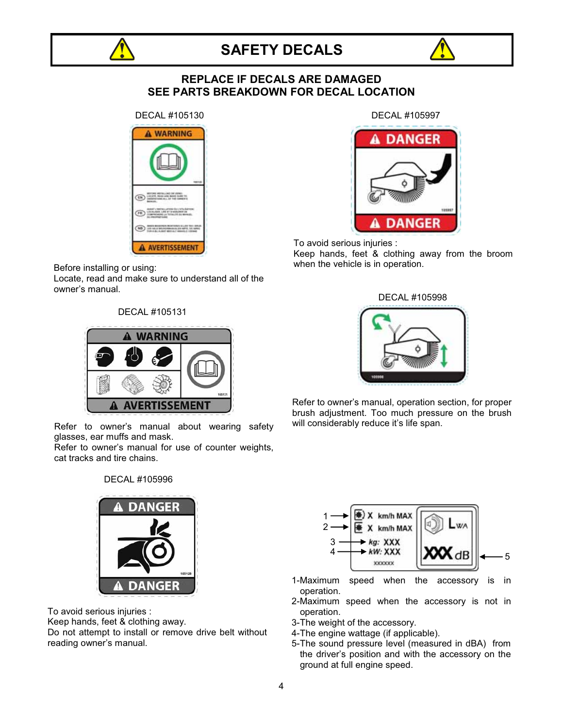# SAFETY DECALS

## REPLACE IF DECALS ARE DAMAGED
## SEE PARTS BREAKDOWN FOR DECAL LOCATION

DECAL #105130

Before installing or using:
Locate, read and make sure to understand all of the owner's manual.

DECAL #105997

To avoid serious injuries :
Keep hands, feet & clothing away from the broom when the vehicle is in operation.

DECAL #105131

Refer to owner's manual about wearing safety glasses, ear muffs and mask.
Refer to owner's manual for use of counter weights, cat tracks and tire chains.

DECAL #105998

Refer to owner's manual, operation section, for proper brush adjustment. Too much pressure on the brush will considerably reduce it's life span.

DECAL #105996

To avoid serious injuries :
Keep hands, feet & clothing away.
Do not attempt to install or remove drive belt without reading owner's manual.

1-Maximum speed when the accessory is in operation.
2-Maximum speed when the accessory is not in operation.
3-The weight of the accessory.
4-The engine wattage (if applicable).
5-The sound pressure level (measured in dBA) from the driver's position and with the accessory on the ground at full engine speed.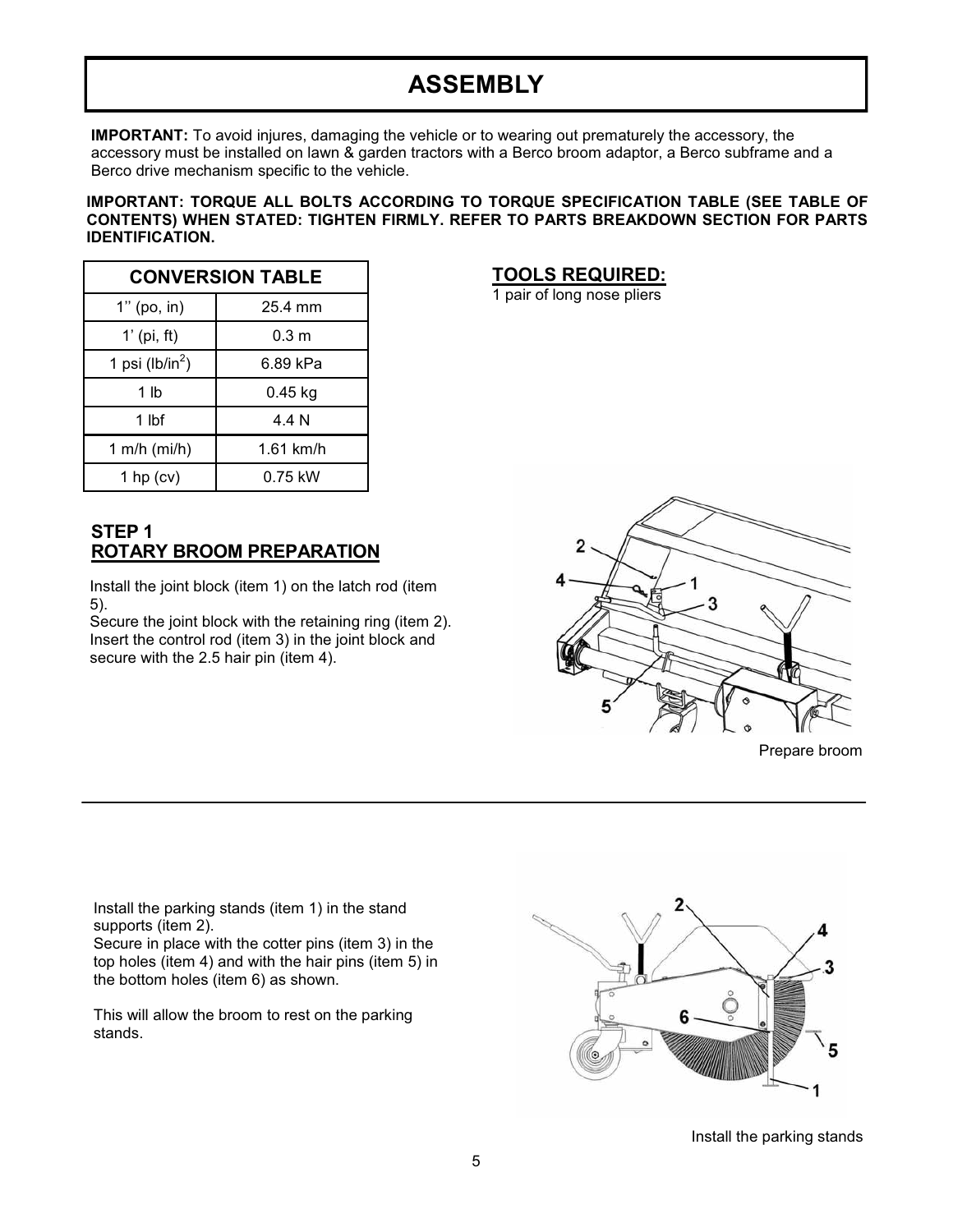# ASSEMBLY

**IMPORTANT:** To avoid injures, damaging the vehicle or to wearing out prematurely the accessory, the accessory must be installed on lawn & garden tractors with a Berco broom adaptor, a Berco subframe and a Berco drive mechanism specific to the vehicle.

**IMPORTANT: TORQUE ALL BOLTS ACCORDING TO TORQUE SPECIFICATION TABLE (SEE TABLE OF CONTENTS) WHEN STATED: TIGHTEN FIRMLY. REFER TO PARTS BREAKDOWN SECTION FOR PARTS IDENTIFICATION.**

| CONVERSION TABLE | |
|---|---|
| 1'' (po, in) | 25.4 mm |
| 1' (pi, ft) | 0.3 m |
| 1 psi (lb/in$^2$) | 6.89 kPa |
| 1 lb | 0.45 kg |
| 1 lbf | 4.4 N |
| 1 m/h (mi/h) | 1.61 km/h |
| 1 hp (cv) | 0.75 kW |

## TOOLS REQUIRED:

1 pair of long nose pliers

## STEP 1
## ROTARY BROOM PREPARATION

Install the joint block (item 1) on the latch rod (item 5).
Secure the joint block with the retaining ring (item 2).
Insert the control rod (item 3) in the joint block and secure with the 2.5 hair pin (item 4).

Prepare broom

---

Install the parking stands (item 1) in the stand supports (item 2).
Secure in place with the cotter pins (item 3) in the top holes (item 4) and with the hair pins (item 5) in the bottom holes (item 6) as shown.

This will allow the broom to rest on the parking stands.

Install the parking stands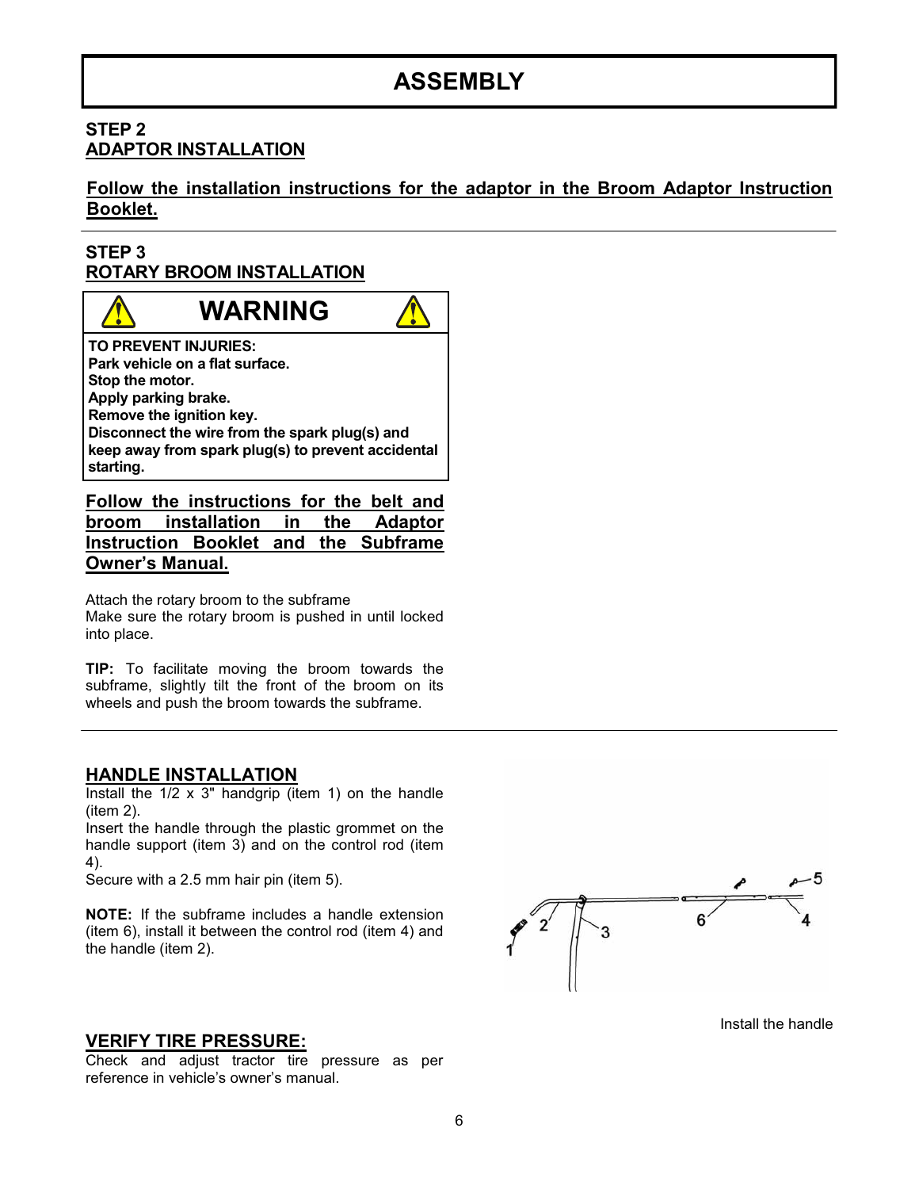# ASSEMBLY

## STEP 2
## ADAPTOR INSTALLATION

**Follow the installation instructions for the adaptor in the Broom Adaptor Instruction Booklet.**

## STEP 3
## ROTARY BROOM INSTALLATION

**WARNING**

**TO PREVENT INJURIES:**
**Park vehicle on a flat surface.**
**Stop the motor.**
**Apply parking brake.**
**Remove the ignition key.**
**Disconnect the wire from the spark plug(s) and keep away from spark plug(s) to prevent accidental starting.**

**Follow the instructions for the belt and broom installation in the Adaptor Instruction Booklet and the Subframe Owner's Manual.**

Attach the rotary broom to the subframe
Make sure the rotary broom is pushed in until locked into place.

**TIP:** To facilitate moving the broom towards the subframe, slightly tilt the front of the broom on its wheels and push the broom towards the subframe.

## HANDLE INSTALLATION

Install the 1/2 x 3" handgrip (item 1) on the handle (item 2).
Insert the handle through the plastic grommet on the handle support (item 3) and on the control rod (item 4).
Secure with a 2.5 mm hair pin (item 5).

**NOTE:** If the subframe includes a handle extension (item 6), install it between the control rod (item 4) and the handle (item 2).

Install the handle

## VERIFY TIRE PRESSURE:

Check and adjust tractor tire pressure as per reference in vehicle's owner's manual.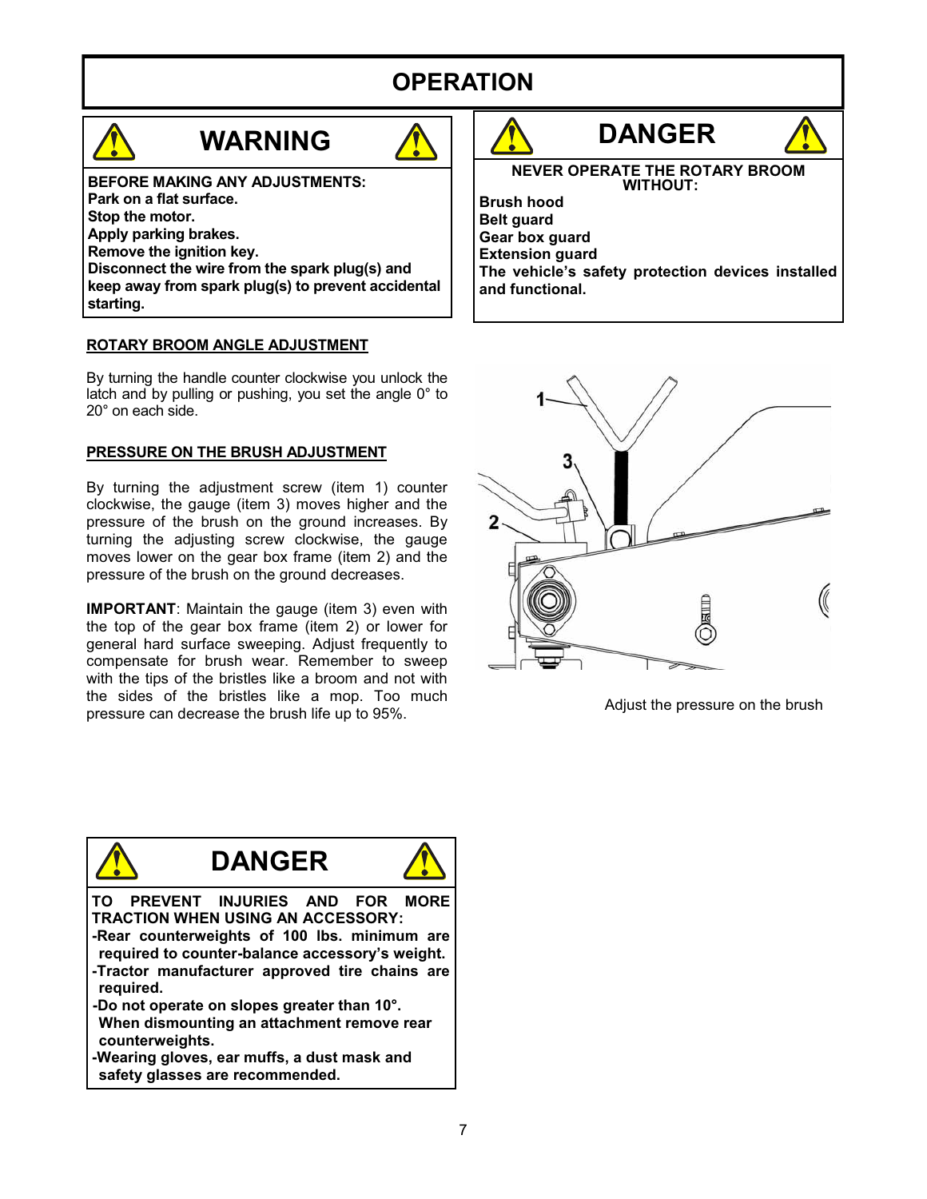# OPERATION

## WARNING

**BEFORE MAKING ANY ADJUSTMENTS:**
**Park on a flat surface.**
**Stop the motor.**
**Apply parking brakes.**
**Remove the ignition key.**
**Disconnect the wire from the spark plug(s) and keep away from spark plug(s) to prevent accidental starting.**

## DANGER

**NEVER OPERATE THE ROTARY BROOM WITHOUT:**

**Brush hood**
**Belt guard**
**Gear box guard**
**Extension guard**
**The vehicle's safety protection devices installed and functional.**

### ROTARY BROOM ANGLE ADJUSTMENT

By turning the handle counter clockwise you unlock the latch and by pulling or pushing, you set the angle 0° to 20° on each side.

### PRESSURE ON THE BRUSH ADJUSTMENT

By turning the adjustment screw (item 1) counter clockwise, the gauge (item 3) moves higher and the pressure of the brush on the ground increases. By turning the adjusting screw clockwise, the gauge moves lower on the gear box frame (item 2) and the pressure of the brush on the ground decreases.

**IMPORTANT**: Maintain the gauge (item 3) even with the top of the gear box frame (item 2) or lower for general hard surface sweeping. Adjust frequently to compensate for brush wear. Remember to sweep with the tips of the bristles like a broom and not with the sides of the bristles like a mop. Too much pressure can decrease the brush life up to 95%.

Adjust the pressure on the brush

## DANGER

**TO PREVENT INJURIES AND FOR MORE TRACTION WHEN USING AN ACCESSORY:**

**-Rear counterweights of 100 lbs. minimum are required to counter-balance accessory's weight.**
**-Tractor manufacturer approved tire chains are required.**
**-Do not operate on slopes greater than 10°. When dismounting an attachment remove rear counterweights.**
**-Wearing gloves, ear muffs, a dust mask and safety glasses are recommended.**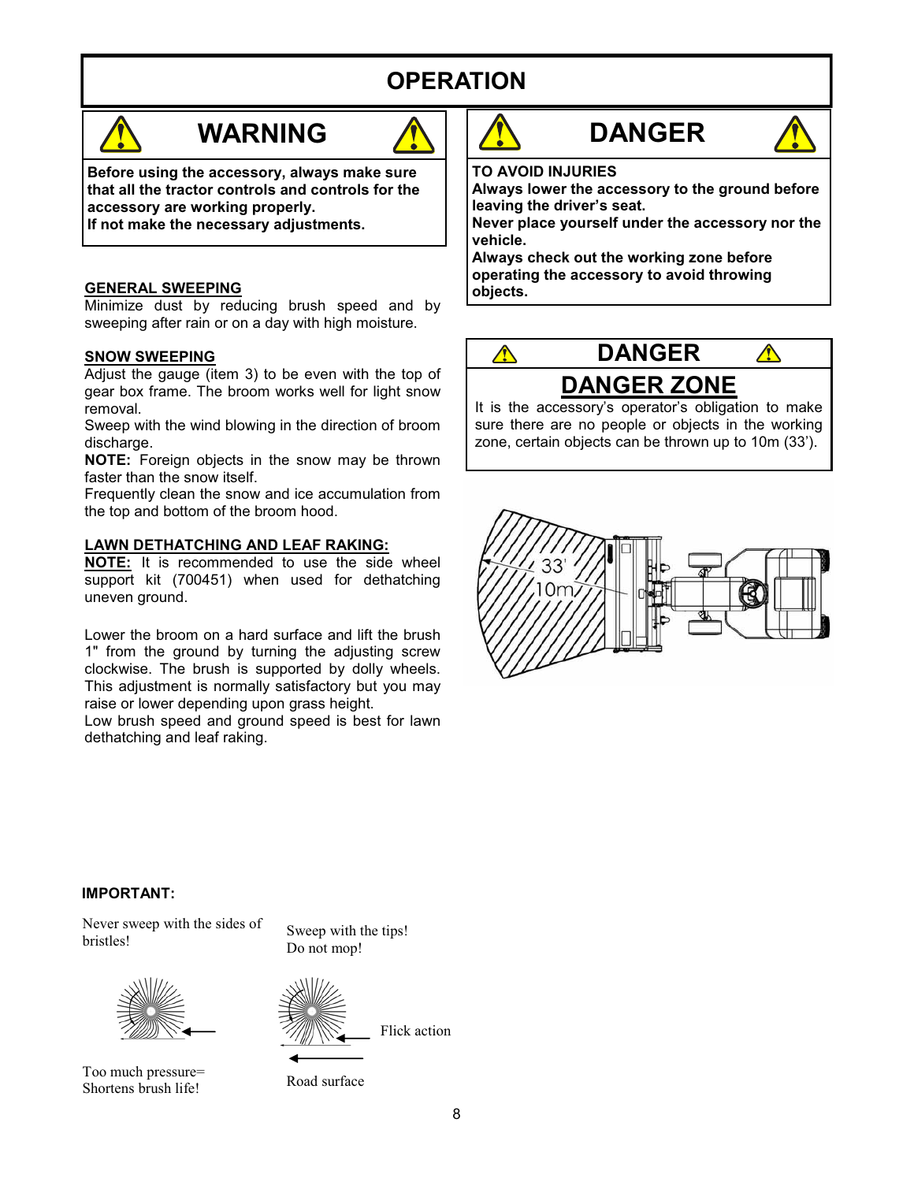# OPERATION

## WARNING

**Before using the accessory, always make sure that all the tractor controls and controls for the accessory are working properly.**
**If not make the necessary adjustments.**

## DANGER

**TO AVOID INJURIES**
**Always lower the accessory to the ground before leaving the driver's seat.**
**Never place yourself under the accessory nor the vehicle.**
**Always check out the working zone before operating the accessory to avoid throwing objects.**

### GENERAL SWEEPING

Minimize dust by reducing brush speed and by sweeping after rain or on a day with high moisture.

### SNOW SWEEPING

Adjust the gauge (item 3) to be even with the top of gear box frame. The broom works well for light snow removal.
Sweep with the wind blowing in the direction of broom discharge.
**NOTE:** Foreign objects in the snow may be thrown faster than the snow itself.
Frequently clean the snow and ice accumulation from the top and bottom of the broom hood.

### LAWN DETHATCHING AND LEAF RAKING:

**NOTE:** It is recommended to use the side wheel support kit (700451) when used for dethatching uneven ground.

Lower the broom on a hard surface and lift the brush 1" from the ground by turning the adjusting screw clockwise. The brush is supported by dolly wheels. This adjustment is normally satisfactory but you may raise or lower depending upon grass height.
Low brush speed and ground speed is best for lawn dethatching and leaf raking.

## DANGER

## DANGER ZONE

It is the accessory's operator's obligation to make sure there are no people or objects in the working zone, certain objects can be thrown up to 10m (33').

33'
10m

**IMPORTANT:**

Never sweep with the sides of bristles!

Too much pressure= Shortens brush life!

Sweep with the tips! Do not mop!

Flick action

Road surface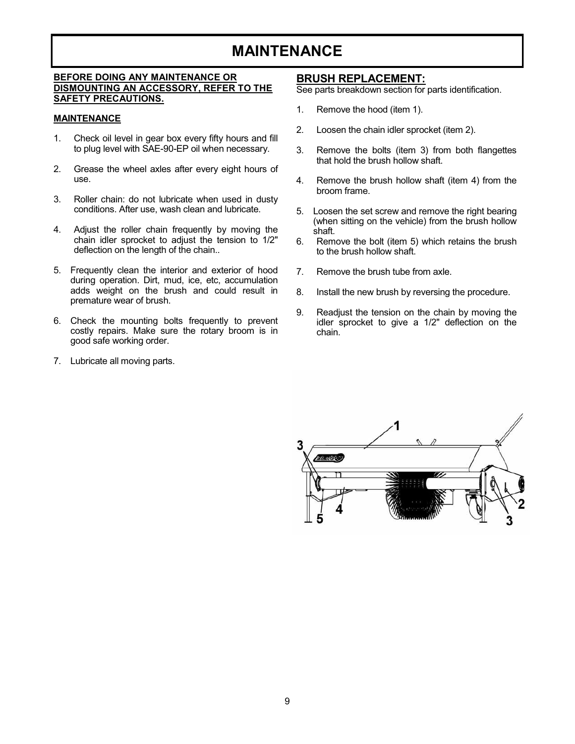# MAINTENANCE

**BEFORE DOING ANY MAINTENANCE OR DISMOUNTING AN ACCESSORY, REFER TO THE SAFETY PRECAUTIONS.**

**MAINTENANCE**

1. Check oil level in gear box every fifty hours and fill to plug level with SAE-90-EP oil when necessary.
2. Grease the wheel axles after every eight hours of use.
3. Roller chain: do not lubricate when used in dusty conditions. After use, wash clean and lubricate.
4. Adjust the roller chain frequently by moving the chain idler sprocket to adjust the tension to 1/2" deflection on the length of the chain..
5. Frequently clean the interior and exterior of hood during operation. Dirt, mud, ice, etc, accumulation adds weight on the brush and could result in premature wear of brush.
6. Check the mounting bolts frequently to prevent costly repairs. Make sure the rotary broom is in good safe working order.
7. Lubricate all moving parts.

## BRUSH REPLACEMENT:

See parts breakdown section for parts identification.

1. Remove the hood (item 1).
2. Loosen the chain idler sprocket (item 2).
3. Remove the bolts (item 3) from both flangettes that hold the brush hollow shaft.
4. Remove the brush hollow shaft (item 4) from the broom frame.
5. Loosen the set screw and remove the right bearing (when sitting on the vehicle) from the brush hollow shaft.
6. Remove the bolt (item 5) which retains the brush to the brush hollow shaft.
7. Remove the brush tube from axle.
8. Install the new brush by reversing the procedure.
9. Readjust the tension on the chain by moving the idler sprocket to give a 1/2" deflection on the chain.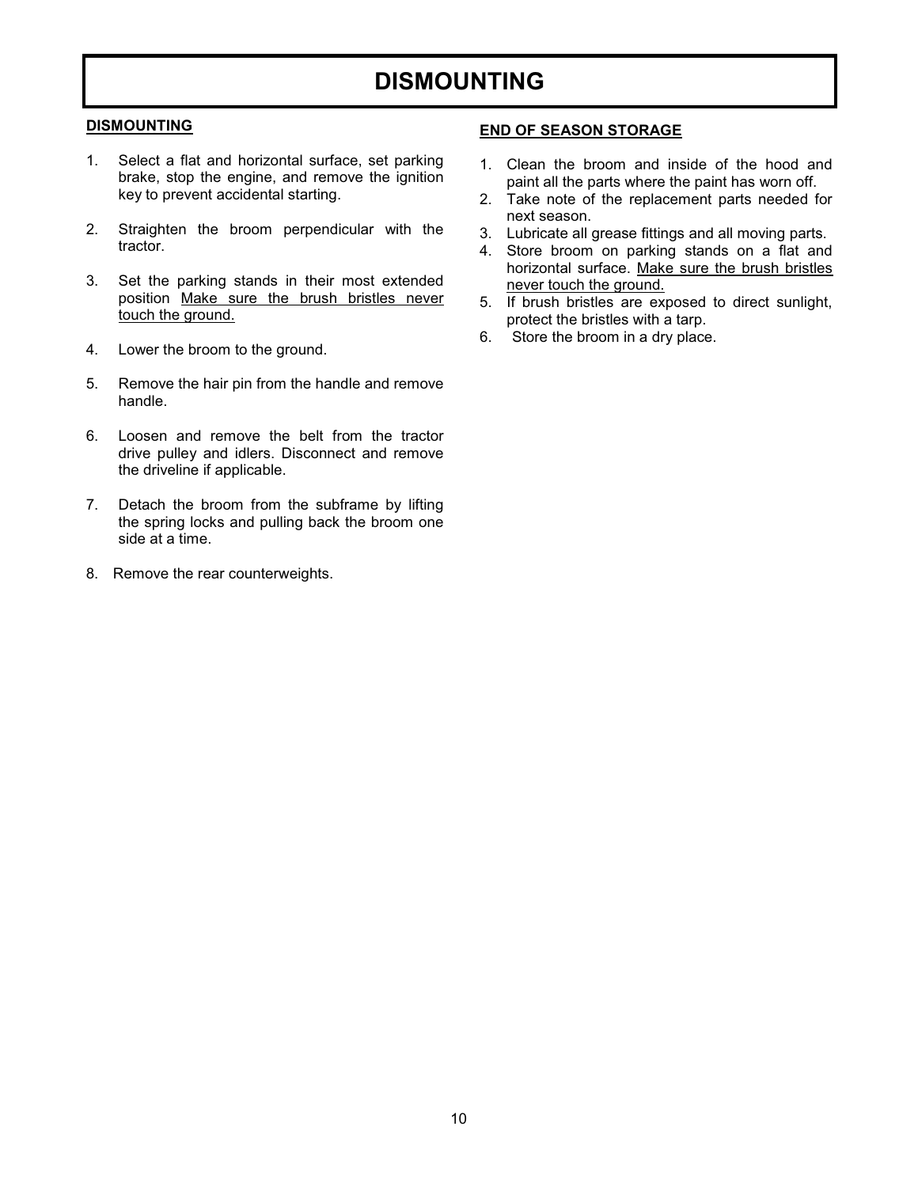# DISMOUNTING

## DISMOUNTING

1. Select a flat and horizontal surface, set parking brake, stop the engine, and remove the ignition key to prevent accidental starting.

2. Straighten the broom perpendicular with the tractor.

3. Set the parking stands in their most extended position <u>Make sure the brush bristles never touch the ground.</u>

4. Lower the broom to the ground.

5. Remove the hair pin from the handle and remove handle.

6. Loosen and remove the belt from the tractor drive pulley and idlers. Disconnect and remove the driveline if applicable.

7. Detach the broom from the subframe by lifting the spring locks and pulling back the broom one side at a time.

8. Remove the rear counterweights.

## END OF SEASON STORAGE

1. Clean the broom and inside of the hood and paint all the parts where the paint has worn off.
2. Take note of the replacement parts needed for next season.
3. Lubricate all grease fittings and all moving parts.
4. Store broom on parking stands on a flat and horizontal surface. <u>Make sure the brush bristles never touch the ground.</u>
5. If brush bristles are exposed to direct sunlight, protect the bristles with a tarp.
6. Store the broom in a dry place.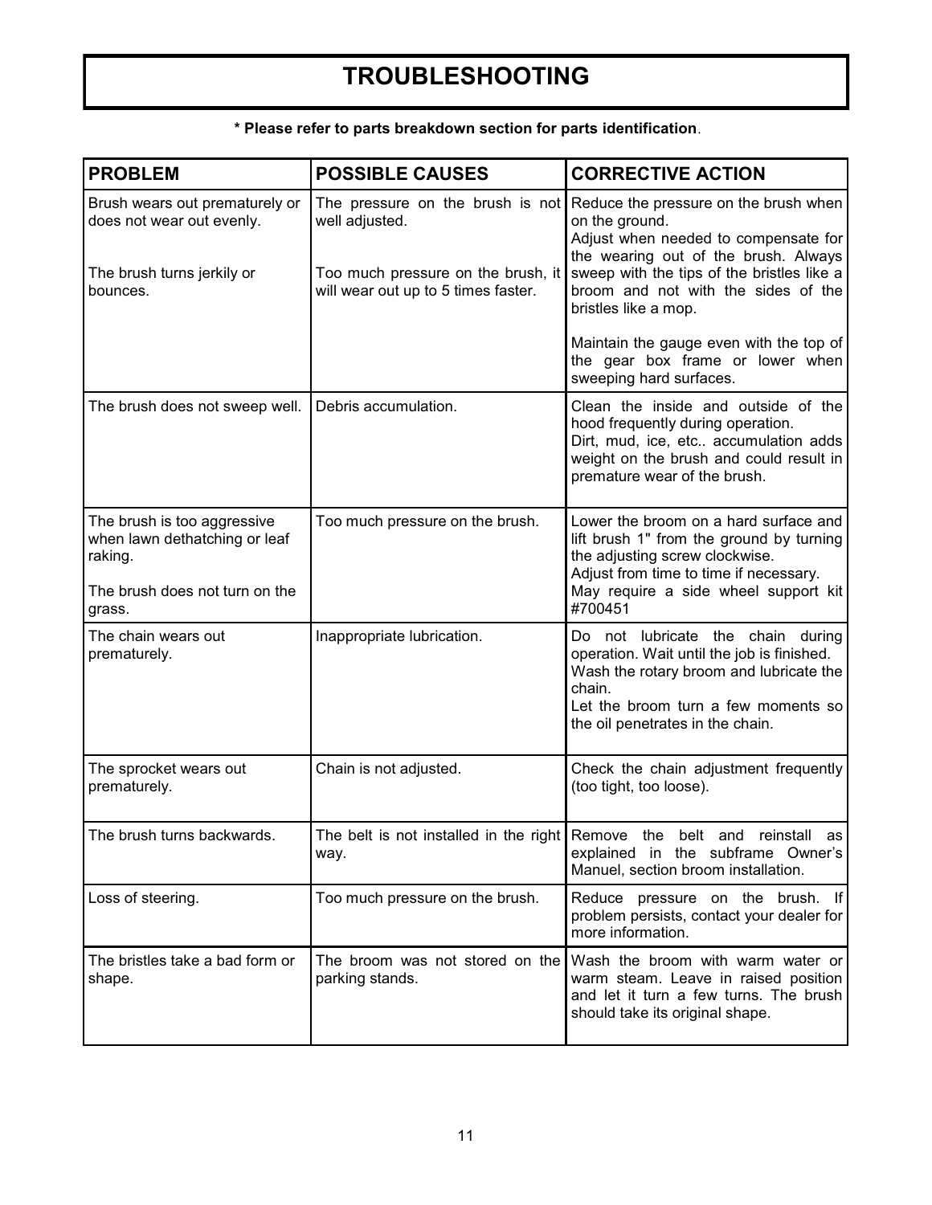# TROUBLESHOOTING

**\* Please refer to parts breakdown section for parts identification**.

| PROBLEM | POSSIBLE CAUSES | CORRECTIVE ACTION |
|---|---|---|
| Brush wears out prematurely or does not wear out evenly.<br><br>The brush turns jerkily or bounces. | The pressure on the brush is not well adjusted.<br><br>Too much pressure on the brush, it will wear out up to 5 times faster. | Reduce the pressure on the brush when on the ground.<br>Adjust when needed to compensate for the wearing out of the brush. Always sweep with the tips of the bristles like a broom and not with the sides of the bristles like a mop.<br><br>Maintain the gauge even with the top of the gear box frame or lower when sweeping hard surfaces. |
| The brush does not sweep well. | Debris accumulation. | Clean the inside and outside of the hood frequently during operation.<br>Dirt, mud, ice, etc.. accumulation adds weight on the brush and could result in premature wear of the brush. |
| The brush is too aggressive when lawn dethatching or leaf raking.<br><br>The brush does not turn on the grass. | Too much pressure on the brush. | Lower the broom on a hard surface and lift brush 1" from the ground by turning the adjusting screw clockwise.<br>Adjust from time to time if necessary.<br>May require a side wheel support kit #700451 |
| The chain wears out prematurely. | Inappropriate lubrication. | Do not lubricate the chain during operation. Wait until the job is finished.<br>Wash the rotary broom and lubricate the chain.<br>Let the broom turn a few moments so the oil penetrates in the chain. |
| The sprocket wears out prematurely. | Chain is not adjusted. | Check the chain adjustment frequently (too tight, too loose). |
| The brush turns backwards. | The belt is not installed in the right way. | Remove the belt and reinstall as explained in the subframe Owner's Manuel, section broom installation. |
| Loss of steering. | Too much pressure on the brush. | Reduce pressure on the brush. If problem persists, contact your dealer for more information. |
| The bristles take a bad form or shape. | The broom was not stored on the parking stands. | Wash the broom with warm water or warm steam. Leave in raised position and let it turn a few turns. The brush should take its original shape. |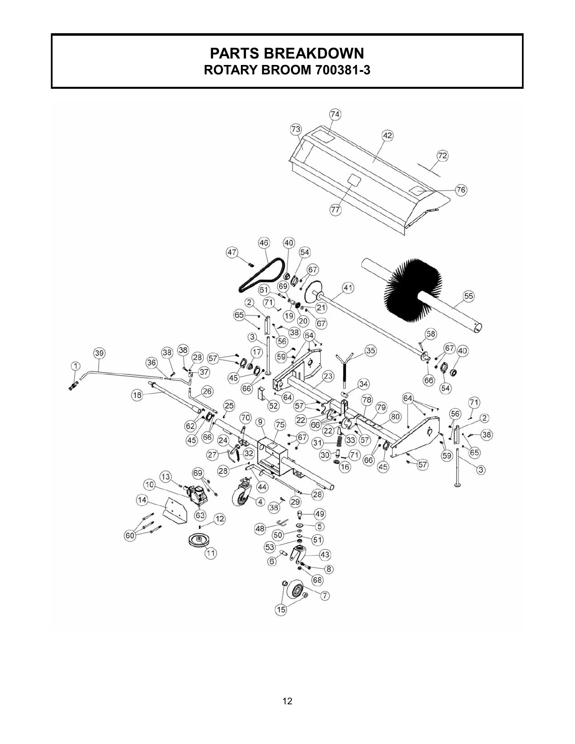# PARTS BREAKDOWN

## ROTARY BROOM 700381-3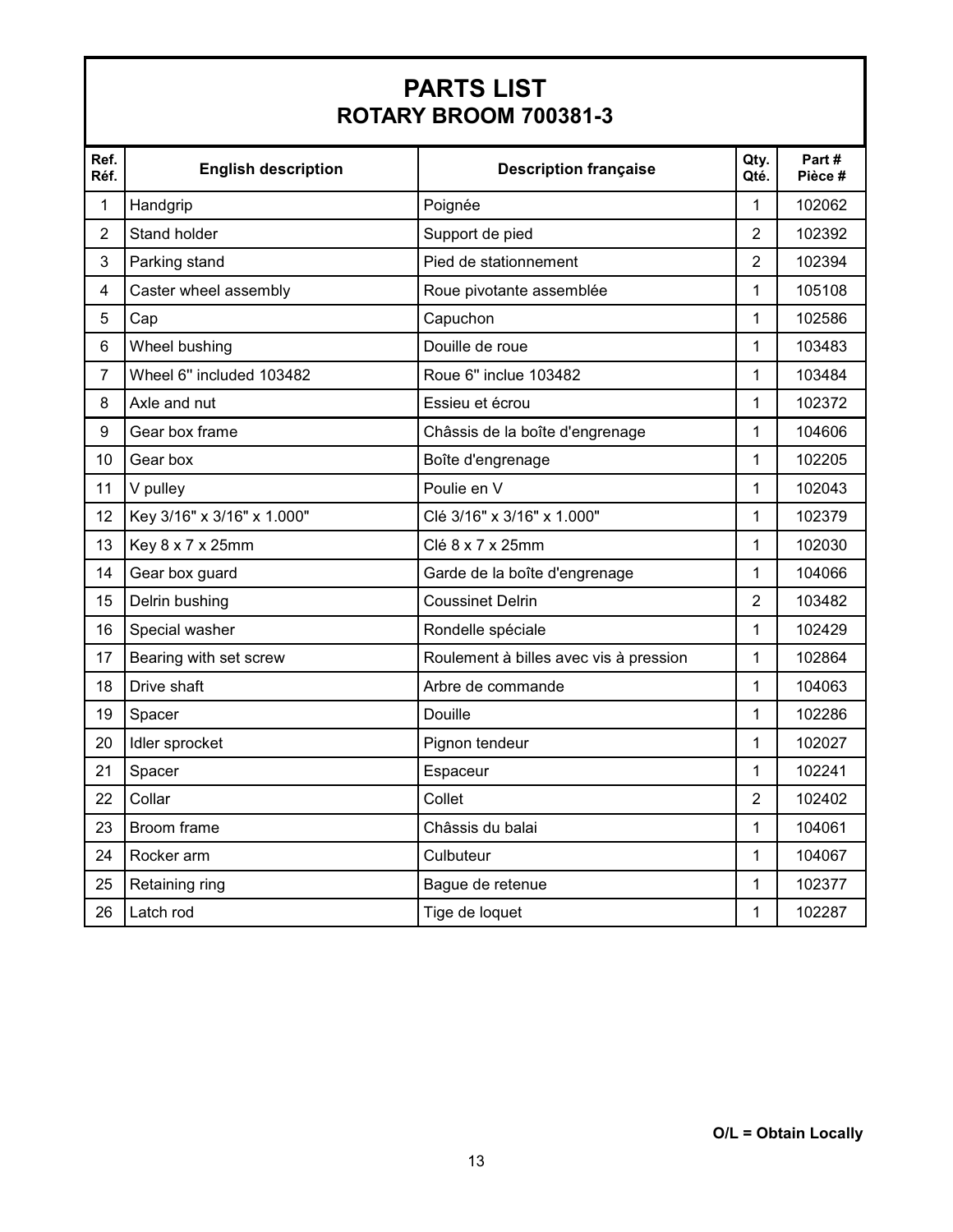# PARTS LIST

## ROTARY BROOM 700381-3

| Ref. Réf. | English description | Description française | Qty. Qté. | Part # Pièce # |
|---|---|---|---|---|
| 1 | Handgrip | Poignée | 1 | 102062 |
| 2 | Stand holder | Support de pied | 2 | 102392 |
| 3 | Parking stand | Pied de stationnement | 2 | 102394 |
| 4 | Caster wheel assembly | Roue pivotante assemblée | 1 | 105108 |
| 5 | Cap | Capuchon | 1 | 102586 |
| 6 | Wheel bushing | Douille de roue | 1 | 103483 |
| 7 | Wheel 6" included 103482 | Roue 6" inclue 103482 | 1 | 103484 |
| 8 | Axle and nut | Essieu et écrou | 1 | 102372 |
| 9 | Gear box frame | Châssis de la boîte d'engrenage | 1 | 104606 |
| 10 | Gear box | Boîte d'engrenage | 1 | 102205 |
| 11 | V pulley | Poulie en V | 1 | 102043 |
| 12 | Key 3/16" x 3/16" x 1.000" | Clé 3/16" x 3/16" x 1.000" | 1 | 102379 |
| 13 | Key 8 x 7 x 25mm | Clé 8 x 7 x 25mm | 1 | 102030 |
| 14 | Gear box guard | Garde de la boîte d'engrenage | 1 | 104066 |
| 15 | Delrin bushing | Coussinet Delrin | 2 | 103482 |
| 16 | Special washer | Rondelle spéciale | 1 | 102429 |
| 17 | Bearing with set screw | Roulement à billes avec vis à pression | 1 | 102864 |
| 18 | Drive shaft | Arbre de commande | 1 | 104063 |
| 19 | Spacer | Douille | 1 | 102286 |
| 20 | Idler sprocket | Pignon tendeur | 1 | 102027 |
| 21 | Spacer | Espaceur | 1 | 102241 |
| 22 | Collar | Collet | 2 | 102402 |
| 23 | Broom frame | Châssis du balai | 1 | 104061 |
| 24 | Rocker arm | Culbuteur | 1 | 104067 |
| 25 | Retaining ring | Bague de retenue | 1 | 102377 |
| 26 | Latch rod | Tige de loquet | 1 | 102287 |

**O/L = Obtain Locally**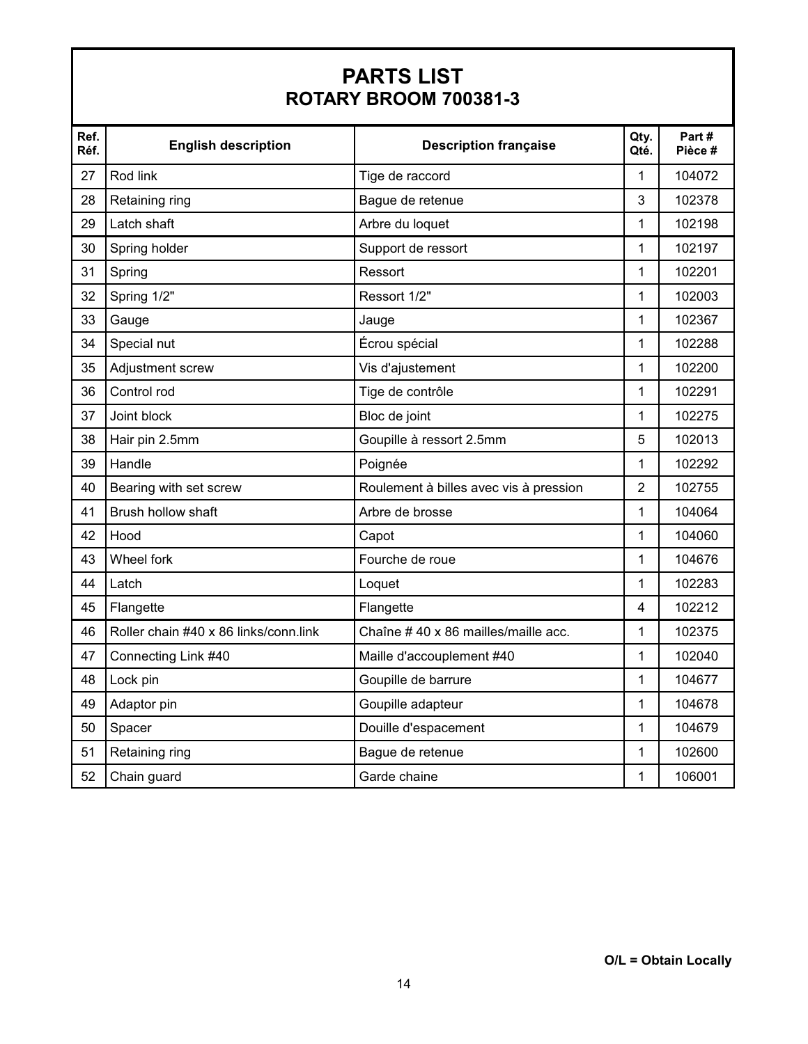# PARTS LIST
## ROTARY BROOM 700381-3

| Ref. Réf. | English description | Description française | Qty. Qté. | Part # Pièce # |
|---|---|---|---|---|
| 27 | Rod link | Tige de raccord | 1 | 104072 |
| 28 | Retaining ring | Bague de retenue | 3 | 102378 |
| 29 | Latch shaft | Arbre du loquet | 1 | 102198 |
| 30 | Spring holder | Support de ressort | 1 | 102197 |
| 31 | Spring | Ressort | 1 | 102201 |
| 32 | Spring 1/2" | Ressort 1/2" | 1 | 102003 |
| 33 | Gauge | Jauge | 1 | 102367 |
| 34 | Special nut | Écrou spécial | 1 | 102288 |
| 35 | Adjustment screw | Vis d'ajustement | 1 | 102200 |
| 36 | Control rod | Tige de contrôle | 1 | 102291 |
| 37 | Joint block | Bloc de joint | 1 | 102275 |
| 38 | Hair pin 2.5mm | Goupille à ressort 2.5mm | 5 | 102013 |
| 39 | Handle | Poignée | 1 | 102292 |
| 40 | Bearing with set screw | Roulement à billes avec vis à pression | 2 | 102755 |
| 41 | Brush hollow shaft | Arbre de brosse | 1 | 104064 |
| 42 | Hood | Capot | 1 | 104060 |
| 43 | Wheel fork | Fourche de roue | 1 | 104676 |
| 44 | Latch | Loquet | 1 | 102283 |
| 45 | Flangette | Flangette | 4 | 102212 |
| 46 | Roller chain #40 x 86 links/conn.link | Chaîne # 40 x 86 mailles/maille acc. | 1 | 102375 |
| 47 | Connecting Link #40 | Maille d'accouplement #40 | 1 | 102040 |
| 48 | Lock pin | Goupille de barrure | 1 | 104677 |
| 49 | Adaptor pin | Goupille adapteur | 1 | 104678 |
| 50 | Spacer | Douille d'espacement | 1 | 104679 |
| 51 | Retaining ring | Bague de retenue | 1 | 102600 |
| 52 | Chain guard | Garde chaine | 1 | 106001 |

**O/L = Obtain Locally**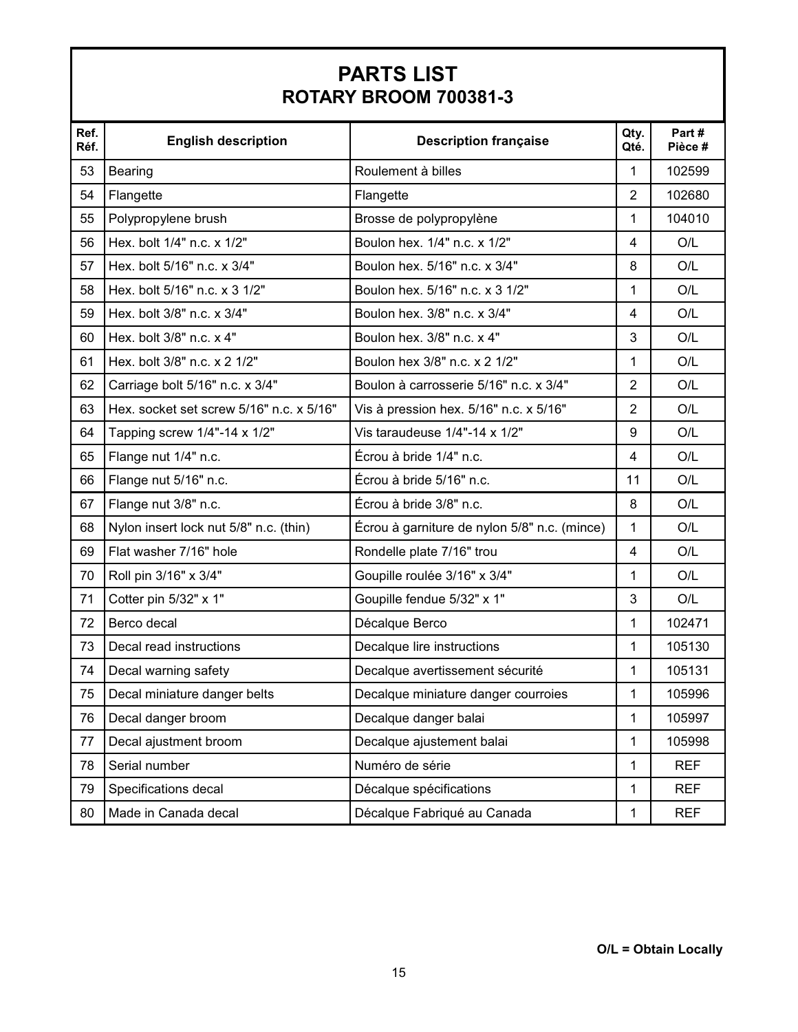# PARTS LIST

## ROTARY BROOM 700381-3

| Ref. Réf. | English description | Description française | Qty. Qté. | Part # Pièce # |
|---|---|---|---|---|
| 53 | Bearing | Roulement à billes | 1 | 102599 |
| 54 | Flangette | Flangette | 2 | 102680 |
| 55 | Polypropylene brush | Brosse de polypropylène | 1 | 104010 |
| 56 | Hex. bolt 1/4" n.c. x 1/2" | Boulon hex. 1/4" n.c. x 1/2" | 4 | O/L |
| 57 | Hex. bolt 5/16" n.c. x 3/4" | Boulon hex. 5/16" n.c. x 3/4" | 8 | O/L |
| 58 | Hex. bolt 5/16" n.c. x 3 1/2" | Boulon hex. 5/16" n.c. x 3 1/2" | 1 | O/L |
| 59 | Hex. bolt 3/8" n.c. x 3/4" | Boulon hex. 3/8" n.c. x 3/4" | 4 | O/L |
| 60 | Hex. bolt 3/8" n.c. x 4" | Boulon hex. 3/8" n.c. x 4" | 3 | O/L |
| 61 | Hex. bolt 3/8" n.c. x 2 1/2" | Boulon hex 3/8" n.c. x 2 1/2" | 1 | O/L |
| 62 | Carriage bolt 5/16" n.c. x 3/4" | Boulon à carrosserie 5/16" n.c. x 3/4" | 2 | O/L |
| 63 | Hex. socket set screw 5/16" n.c. x 5/16" | Vis à pression hex. 5/16" n.c. x 5/16" | 2 | O/L |
| 64 | Tapping screw 1/4"-14 x 1/2" | Vis taraudeuse 1/4"-14 x 1/2" | 9 | O/L |
| 65 | Flange nut 1/4" n.c. | Écrou à bride 1/4" n.c. | 4 | O/L |
| 66 | Flange nut 5/16" n.c. | Écrou à bride 5/16" n.c. | 11 | O/L |
| 67 | Flange nut 3/8" n.c. | Écrou à bride 3/8" n.c. | 8 | O/L |
| 68 | Nylon insert lock nut 5/8" n.c. (thin) | Écrou à garniture de nylon 5/8" n.c. (mince) | 1 | O/L |
| 69 | Flat washer 7/16" hole | Rondelle plate 7/16" trou | 4 | O/L |
| 70 | Roll pin 3/16" x 3/4" | Goupille roulée 3/16" x 3/4" | 1 | O/L |
| 71 | Cotter pin 5/32" x 1" | Goupille fendue 5/32" x 1" | 3 | O/L |
| 72 | Berco decal | Décalque Berco | 1 | 102471 |
| 73 | Decal read instructions | Decalque lire instructions | 1 | 105130 |
| 74 | Decal warning safety | Decalque avertissement sécurité | 1 | 105131 |
| 75 | Decal miniature danger belts | Decalque miniature danger courroies | 1 | 105996 |
| 76 | Decal danger broom | Decalque danger balai | 1 | 105997 |
| 77 | Decal ajustment broom | Decalque ajustement balai | 1 | 105998 |
| 78 | Serial number | Numéro de série | 1 | REF |
| 79 | Specifications decal | Décalque spécifications | 1 | REF |
| 80 | Made in Canada decal | Décalque Fabriqué au Canada | 1 | REF |

**O/L = Obtain Locally**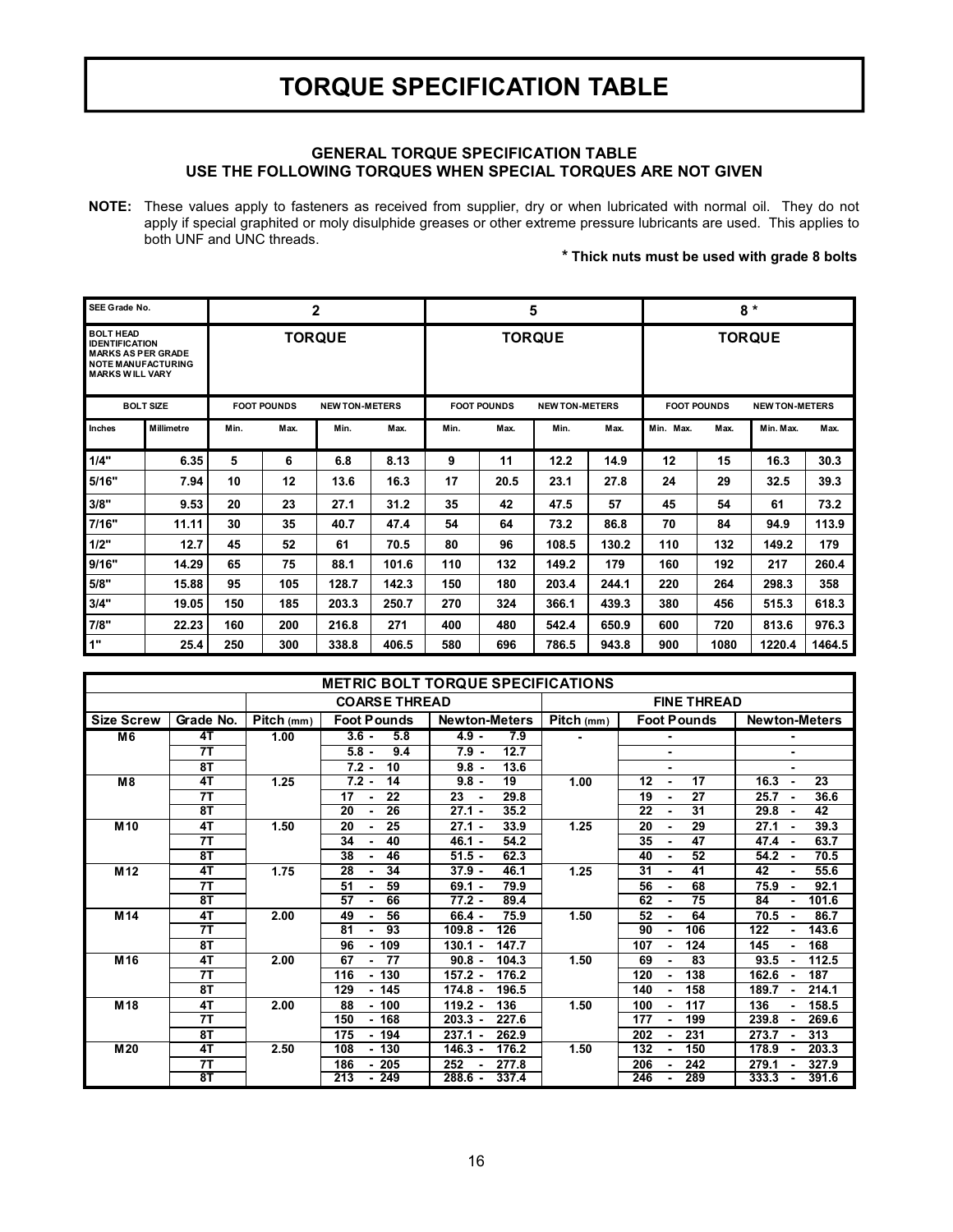# TORQUE SPECIFICATION TABLE

### GENERAL TORQUE SPECIFICATION TABLE
### USE THE FOLLOWING TORQUES WHEN SPECIAL TORQUES ARE NOT GIVEN

**NOTE:** These values apply to fasteners as received from supplier, dry or when lubricated with normal oil. They do not apply if special graphited or moly disulphide greases or other extreme pressure lubricants are used. This applies to both UNF and UNC threads.

**\* Thick nuts must be used with grade 8 bolts**

| SEE Grade No. | | 2 | | | | 5 | | | | 8 * | | | |
|---|---|---|---|---|---|---|---|---|---|---|---|---|---|
| BOLT HEAD IDENTIFICATION MARKS AS PER GRADE NOTE MANUFACTURING MARKS WILL VARY | | TORQUE | | | | TORQUE | | | | TORQUE | | | |
| BOLT SIZE | | FOOT POUNDS | | NEWTON-METERS | | FOOT POUNDS | | NEWTON-METERS | | FOOT POUNDS | | NEWTON-METERS | |
| Inches | Millimetre | Min. | Max. | Min. | Max. | Min. | Max. | Min. | Max. | Min. Max. | Max. | Min. Max. | Max. |
| 1/4" | 6.35 | 5 | 6 | 6.8 | 8.13 | 9 | 11 | 12.2 | 14.9 | 12 | 15 | 16.3 | 30.3 |
| 5/16" | 7.94 | 10 | 12 | 13.6 | 16.3 | 17 | 20.5 | 23.1 | 27.8 | 24 | 29 | 32.5 | 39.3 |
| 3/8" | 9.53 | 20 | 23 | 27.1 | 31.2 | 35 | 42 | 47.5 | 57 | 45 | 54 | 61 | 73.2 |
| 7/16" | 11.11 | 30 | 35 | 40.7 | 47.4 | 54 | 64 | 73.2 | 86.8 | 70 | 84 | 94.9 | 113.9 |
| 1/2" | 12.7 | 45 | 52 | 61 | 70.5 | 80 | 96 | 108.5 | 130.2 | 110 | 132 | 149.2 | 179 |
| 9/16" | 14.29 | 65 | 75 | 88.1 | 101.6 | 110 | 132 | 149.2 | 179 | 160 | 192 | 217 | 260.4 |
| 5/8" | 15.88 | 95 | 105 | 128.7 | 142.3 | 150 | 180 | 203.4 | 244.1 | 220 | 264 | 298.3 | 358 |
| 3/4" | 19.05 | 150 | 185 | 203.3 | 250.7 | 270 | 324 | 366.1 | 439.3 | 380 | 456 | 515.3 | 618.3 |
| 7/8" | 22.23 | 160 | 200 | 216.8 | 271 | 400 | 480 | 542.4 | 650.9 | 600 | 720 | 813.6 | 976.3 |
| 1" | 25.4 | 250 | 300 | 338.8 | 406.5 | 580 | 696 | 786.5 | 943.8 | 900 | 1080 | 1220.4 | 1464.5 |

| METRIC BOLT TORQUE SPECIFICATIONS | | | | | | | |
|---|---|---|---|---|---|---|---|
| | | COARSE THREAD | | | FINE THREAD | | |
| Size Screw | Grade No. | Pitch (mm) | Foot Pounds | Newton-Meters | Pitch (mm) | Foot Pounds | Newton-Meters |
| M6 | 4T | 1.00 | 3.6 - 5.8 | 4.9 - 7.9 | - | - | - |
| | 7T | | 5.8 - 9.4 | 7.9 - 12.7 | | - | - |
| | 8T | | 7.2 - 10 | 9.8 - 13.6 | | - | - |
| M8 | 4T | 1.25 | 7.2 - 14 | 9.8 - 19 | 1.00 | 12 - 17 | 16.3 - 23 |
| | 7T | | 17 - 22 | 23 - 29.8 | | 19 - 27 | 25.7 - 36.6 |
| | 8T | | 20 - 26 | 27.1 - 35.2 | | 22 - 31 | 29.8 - 42 |
| M10 | 4T | 1.50 | 20 - 25 | 27.1 - 33.9 | 1.25 | 20 - 29 | 27.1 - 39.3 |
| | 7T | | 34 - 40 | 46.1 - 54.2 | | 35 - 47 | 47.4 - 63.7 |
| | 8T | | 38 - 46 | 51.5 - 62.3 | | 40 - 52 | 54.2 - 70.5 |
| M12 | 4T | 1.75 | 28 - 34 | 37.9 - 46.1 | 1.25 | 31 - 41 | 42 - 55.6 |
| | 7T | | 51 - 59 | 69.1 - 79.9 | | 56 - 68 | 75.9 - 92.1 |
| | 8T | | 57 - 66 | 77.2 - 89.4 | | 62 - 75 | 84 - 101.6 |
| M14 | 4T | 2.00 | 49 - 56 | 66.4 - 75.9 | 1.50 | 52 - 64 | 70.5 - 86.7 |
| | 7T | | 81 - 93 | 109.8 - 126 | | 90 - 106 | 122 - 143.6 |
| | 8T | | 96 - 109 | 130.1 - 147.7 | | 107 - 124 | 145 - 168 |
| M16 | 4T | 2.00 | 67 - 77 | 90.8 - 104.3 | 1.50 | 69 - 83 | 93.5 - 112.5 |
| | 7T | | 116 - 130 | 157.2 - 176.2 | | 120 - 138 | 162.6 - 187 |
| | 8T | | 129 - 145 | 174.8 - 196.5 | | 140 - 158 | 189.7 - 214.1 |
| M18 | 4T | 2.00 | 88 - 100 | 119.2 - 136 | 1.50 | 100 - 117 | 136 - 158.5 |
| | 7T | | 150 - 168 | 203.3 - 227.6 | | 177 - 199 | 239.8 - 269.6 |
| | 8T | | 175 - 194 | 237.1 - 262.9 | | 202 - 231 | 273.7 - 313 |
| M20 | 4T | 2.50 | 108 - 130 | 146.3 - 176.2 | 1.50 | 132 - 150 | 178.9 - 203.3 |
| | 7T | | 186 - 205 | 252 - 277.8 | | 206 - 242 | 279.1 - 327.9 |
| | 8T | | 213 - 249 | 288.6 - 337.4 | | 246 - 289 | 333.3 - 391.6 |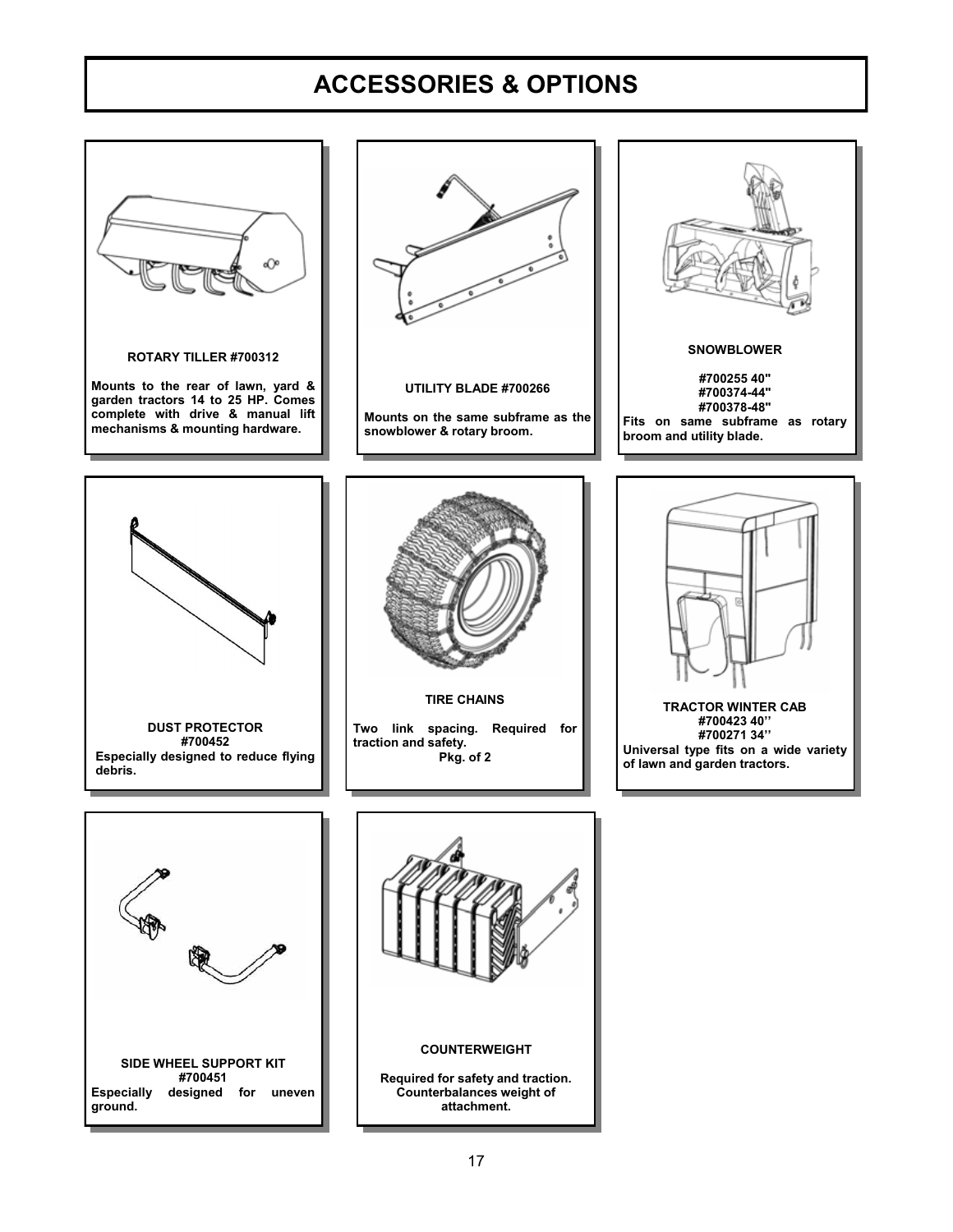# ACCESSORIES & OPTIONS

**ROTARY TILLER #700312**

**Mounts to the rear of lawn, yard & garden tractors 14 to 25 HP. Comes complete with drive & manual lift mechanisms & mounting hardware.**

**UTILITY BLADE #700266**

**Mounts on the same subframe as the snowblower & rotary broom.**

**SNOWBLOWER**

**#700255 40"**
**#700374-44"**
**#700378-48"**
**Fits on same subframe as rotary broom and utility blade.**

**DUST PROTECTOR**
**#700452**
**Especially designed to reduce flying debris.**

**TIRE CHAINS**

**Two link spacing. Required for traction and safety.**
**Pkg. of 2**

**TRACTOR WINTER CAB**
**#700423 40''**
**#700271 34''**
**Universal type fits on a wide variety of lawn and garden tractors.**

**SIDE WHEEL SUPPORT KIT**
**#700451**
**Especially designed for uneven ground.**

**COUNTERWEIGHT**

**Required for safety and traction. Counterbalances weight of attachment.**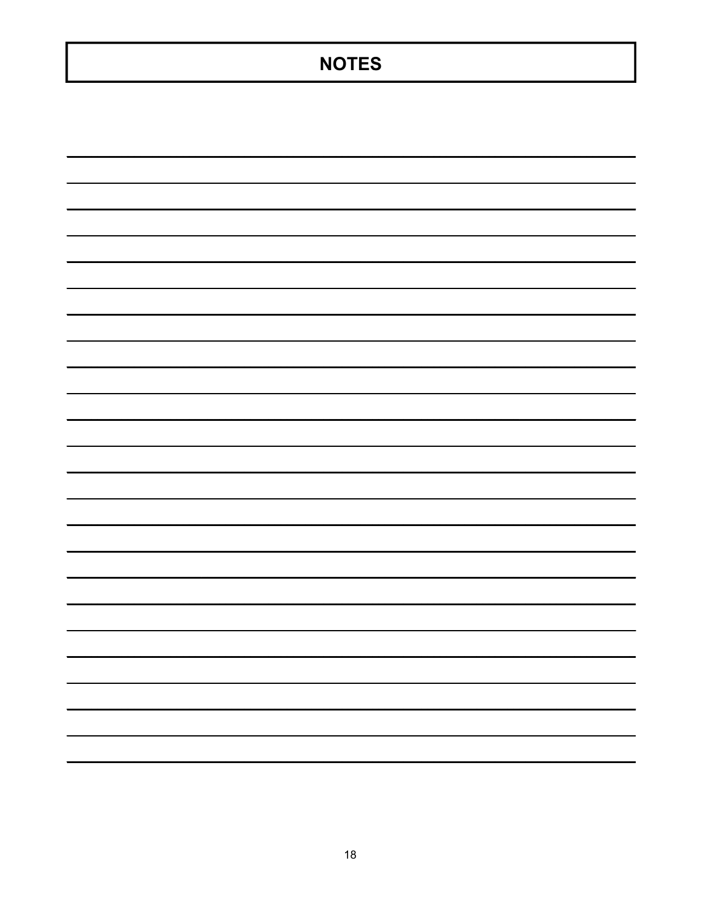# NOTES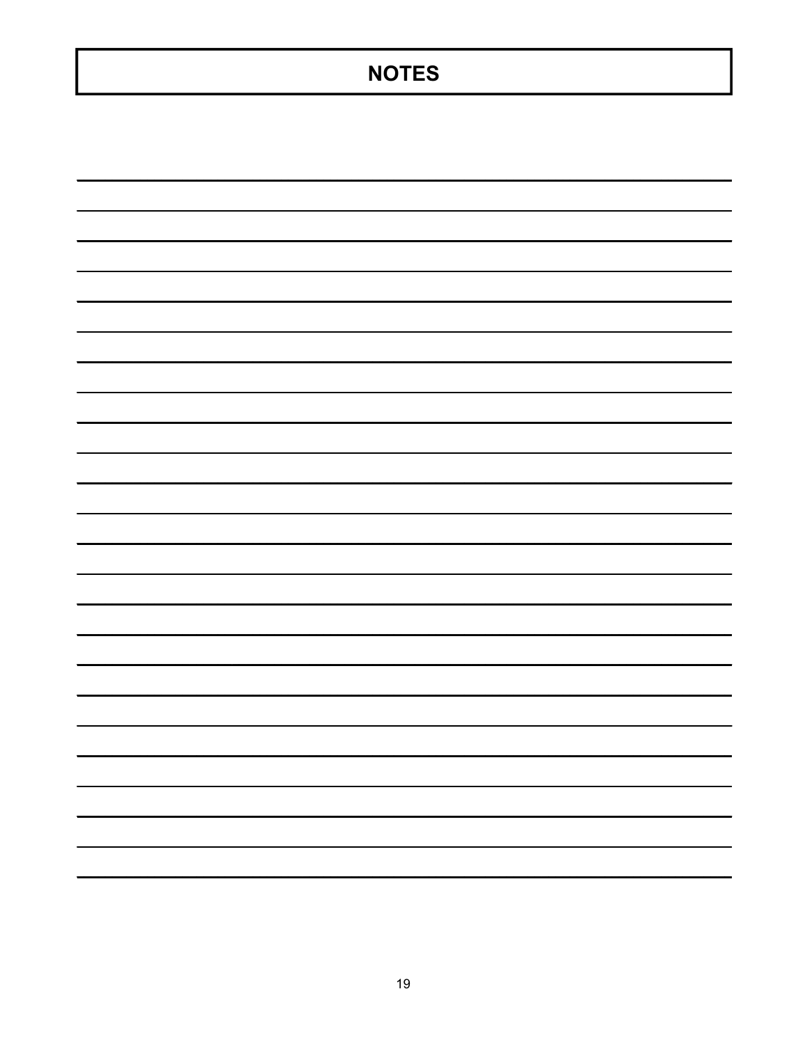# NOTES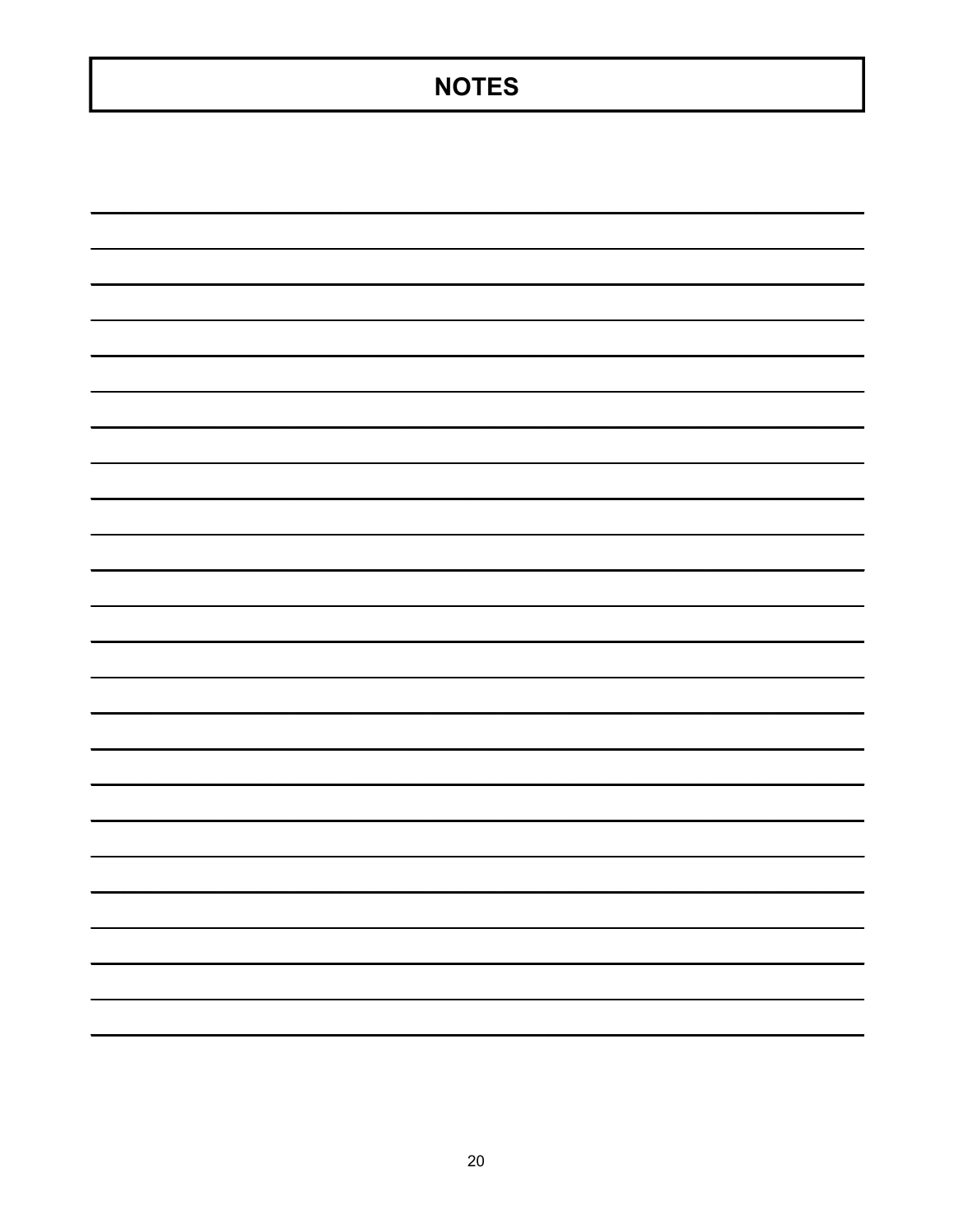# NOTES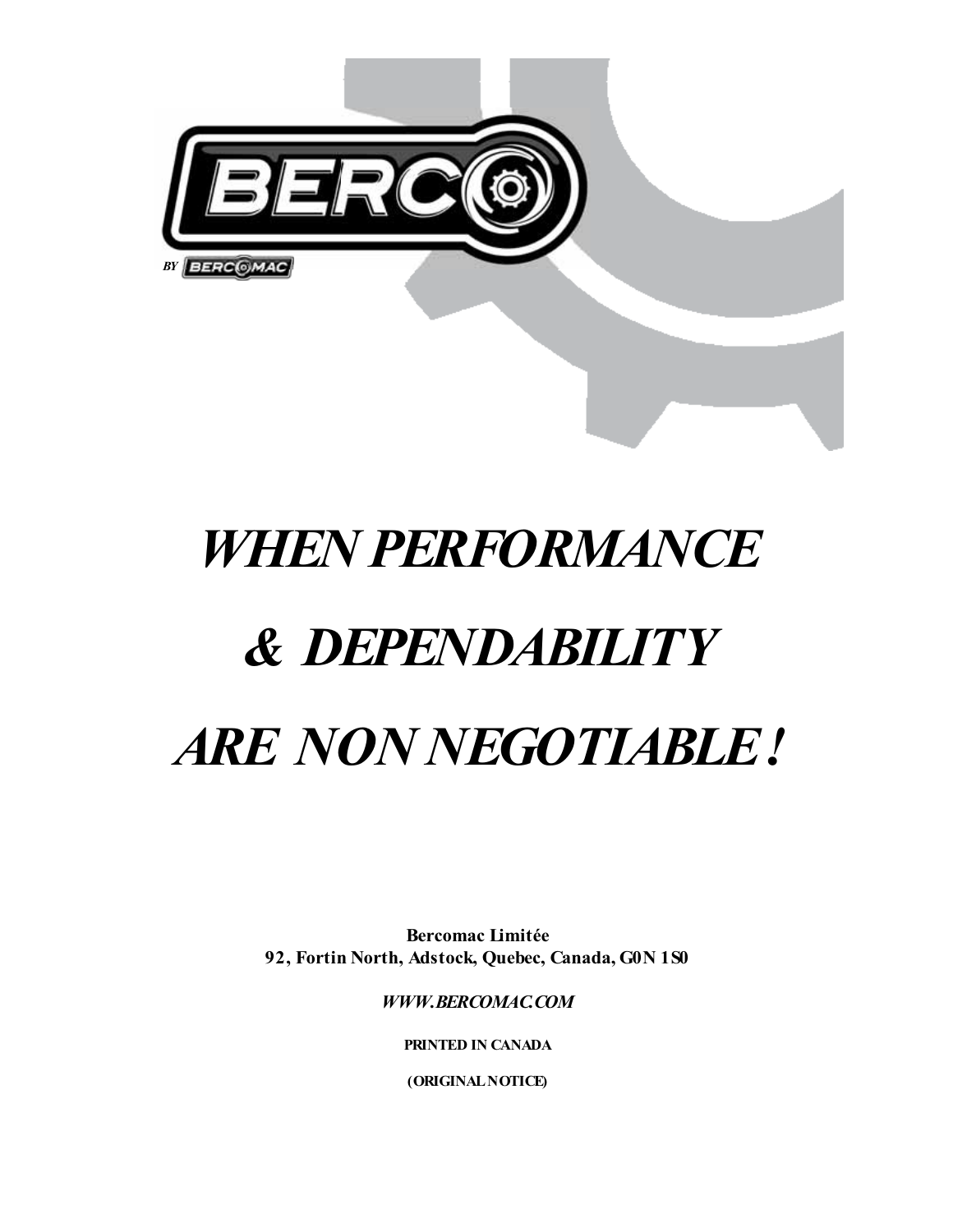# *WHEN PERFORMANCE*

# *& DEPENDABILITY*

# *ARE NON NEGOTIABLE !*

**Bercomac Limitée**
**92, Fortin North, Adstock, Quebec, Canada, G0N 1S0**

***WWW.BERCOMAC.COM***

**PRINTED IN CANADA**

**(ORIGINAL NOTICE)**